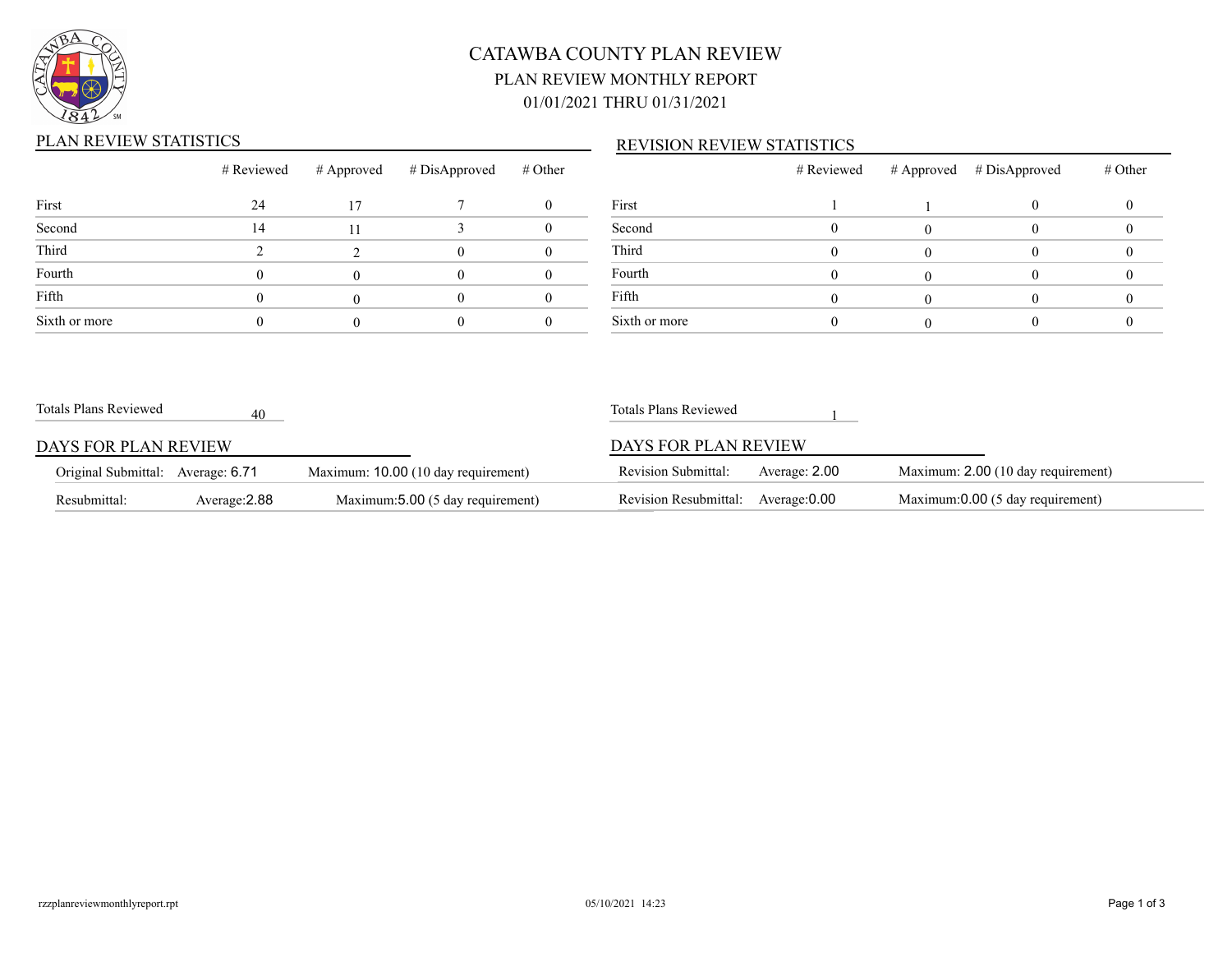# CATAWBA COUNTY PLAN REVIEW

## PLAN REVIEW MONTHLY REPORT

## 01/01/2021 THRU 01/31/2021

### PLAN REVIEW STATISTICS

| | # Reviewed | # Approved | # DisApproved | # Other |
|---|---|---|---|---|
| First | 24 | 17 | 7 | 0 |
| Second | 14 | 11 | 3 | 0 |
| Third | 2 | 2 | 0 | 0 |
| Fourth | 0 | 0 | 0 | 0 |
| Fifth | 0 | 0 | 0 | 0 |
| Sixth or more | 0 | 0 | 0 | 0 |

Totals Plans Reviewed: 40

### DAYS FOR PLAN REVIEW

| | | |
|---|---|---|
| Original Submittal: | Average: 6.71 | Maximum: 10.00 (10 day requirement) |
| Resubmittal: | Average:2.88 | Maximum:5.00 (5 day requirement) |

### REVISION REVIEW STATISTICS

| | # Reviewed | # Approved | # DisApproved | # Other |
|---|---|---|---|---|
| First | 1 | 1 | 0 | 0 |
| Second | 0 | 0 | 0 | 0 |
| Third | 0 | 0 | 0 | 0 |
| Fourth | 0 | 0 | 0 | 0 |
| Fifth | 0 | 0 | 0 | 0 |
| Sixth or more | 0 | 0 | 0 | 0 |

Totals Plans Reviewed: 1

### DAYS FOR PLAN REVIEW

| | | |
|---|---|---|
| Revision Submittal: | Average: 2.00 | Maximum: 2.00 (10 day requirement) |
| Revision Resubmittal: | Average:0.00 | Maximum:0.00 (5 day requirement) |

rzzplanreviewmonthlyreport.rpt 05/10/2021 14:23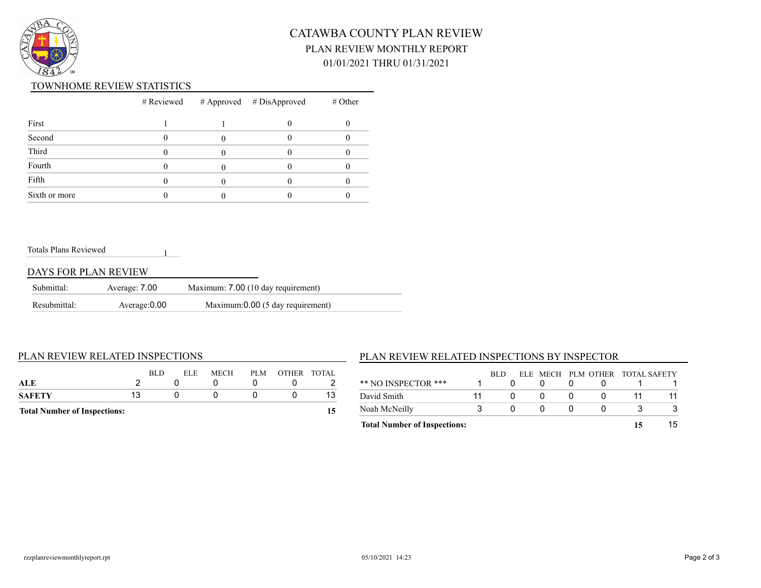# CATAWBA COUNTY PLAN REVIEW

## PLAN REVIEW MONTHLY REPORT

## 01/01/2021 THRU 01/31/2021

### TOWNHOME REVIEW STATISTICS

| | # Reviewed | # Approved | # DisApproved | # Other |
|---|---|---|---|---|
| First | 1 | 1 | 0 | 0 |
| Second | 0 | 0 | 0 | 0 |
| Third | 0 | 0 | 0 | 0 |
| Fourth | 0 | 0 | 0 | 0 |
| Fifth | 0 | 0 | 0 | 0 |
| Sixth or more | 0 | 0 | 0 | 0 |

Totals Plans Reviewed 1

### DAYS FOR PLAN REVIEW

| | | |
|---|---|---|
| Submittal: | Average: 7.00 | Maximum: 7.00 (10 day requirement) |
| Resubmittal: | Average:0.00 | Maximum:0.00 (5 day requirement) |

### PLAN REVIEW RELATED INSPECTIONS

| | BLD | ELE | MECH | PLM | OTHER | TOTAL |
|---|---|---|---|---|---|---|
| **ALE** | 2 | 0 | 0 | 0 | 0 | 2 |
| **SAFETY** | 13 | 0 | 0 | 0 | 0 | 13 |
| **Total Number of Inspections:** | | | | | | **15** |

### PLAN REVIEW RELATED INSPECTIONS BY INSPECTOR

| | | BLD | ELE | MECH | PLM | OTHER | TOTAL | SAFETY |
|---|---|---|---|---|---|---|---|---|
| ** NO INSPECTOR *** | 1 | 0 | 0 | 0 | 0 | | 1 | 1 |
| David Smith | 11 | 0 | 0 | 0 | 0 | | 11 | 11 |
| Noah McNeilly | 3 | 0 | 0 | 0 | 0 | | 3 | 3 |
| **Total Number of Inspections:** | | | | | | | **15** | 15 |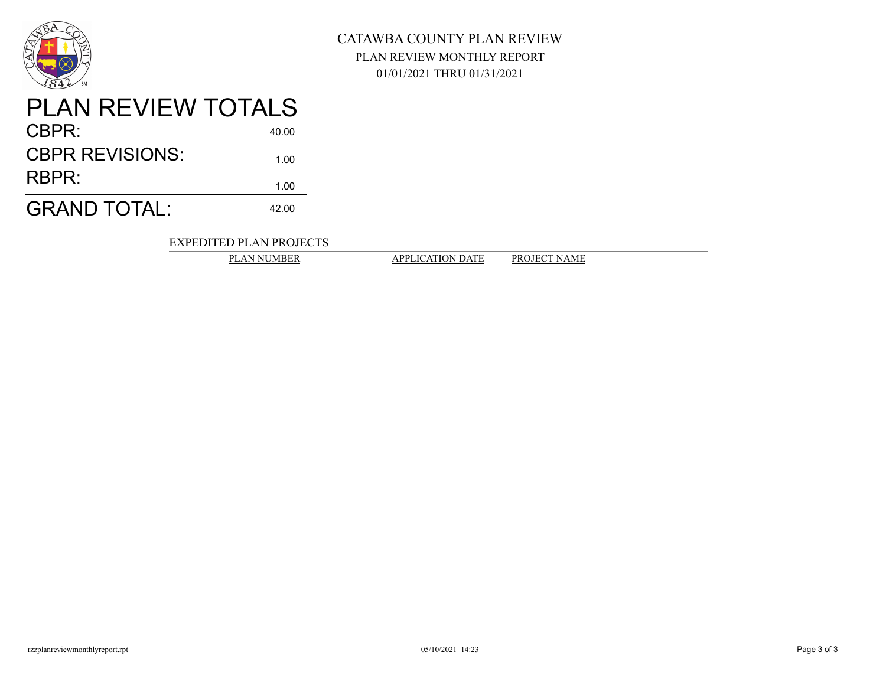CATAWBA COUNTY PLAN REVIEW

PLAN REVIEW MONTHLY REPORT

01/01/2021 THRU 01/31/2021

# PLAN REVIEW TOTALS

| | |
|---|---|
| CBPR: | 40.00 |
| CBPR REVISIONS: | 1.00 |
| RBPR: | 1.00 |
| GRAND TOTAL: | 42.00 |

EXPEDITED PLAN PROJECTS

| PLAN NUMBER | APPLICATION DATE | PROJECT NAME |
|---|---|---|

rzzplanreviewmonthlyreport.rpt 05/10/2021 14:23